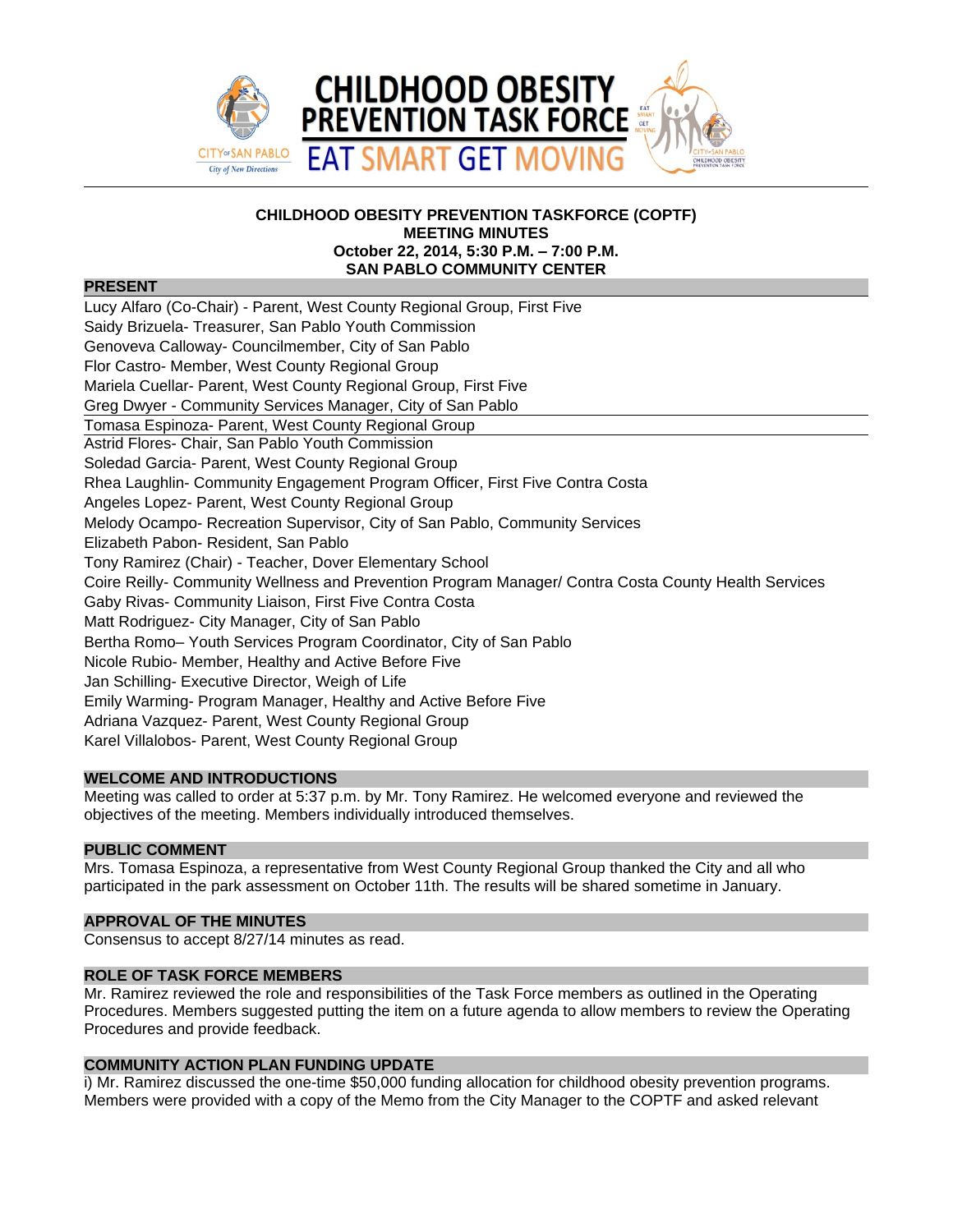# CHILDHOOD OBESITY PREVENTION TASK FORCE
## EAT SMART GET MOVING

**CHILDHOOD OBESITY PREVENTION TASKFORCE (COPTF)**
**MEETING MINUTES**
**October 22, 2014, 5:30 P.M. – 7:00 P.M.**
**SAN PABLO COMMUNITY CENTER**

### PRESENT

Lucy Alfaro (Co-Chair) - Parent, West County Regional Group, First Five
Saidy Brizuela- Treasurer, San Pablo Youth Commission
Genoveva Calloway- Councilmember, City of San Pablo
Flor Castro- Member, West County Regional Group
Mariela Cuellar- Parent, West County Regional Group, First Five
Greg Dwyer - Community Services Manager, City of San Pablo
Tomasa Espinoza- Parent, West County Regional Group
Astrid Flores- Chair, San Pablo Youth Commission
Soledad Garcia- Parent, West County Regional Group
Rhea Laughlin- Community Engagement Program Officer, First Five Contra Costa
Angeles Lopez- Parent, West County Regional Group
Melody Ocampo- Recreation Supervisor, City of San Pablo, Community Services
Elizabeth Pabon- Resident, San Pablo
Tony Ramirez (Chair) - Teacher, Dover Elementary School
Coire Reilly- Community Wellness and Prevention Program Manager/ Contra Costa County Health Services
Gaby Rivas- Community Liaison, First Five Contra Costa
Matt Rodriguez- City Manager, City of San Pablo
Bertha Romo– Youth Services Program Coordinator, City of San Pablo
Nicole Rubio- Member, Healthy and Active Before Five
Jan Schilling- Executive Director, Weigh of Life
Emily Warming- Program Manager, Healthy and Active Before Five
Adriana Vazquez- Parent, West County Regional Group
Karel Villalobos- Parent, West County Regional Group

### WELCOME AND INTRODUCTIONS

Meeting was called to order at 5:37 p.m. by Mr. Tony Ramirez. He welcomed everyone and reviewed the objectives of the meeting. Members individually introduced themselves.

### PUBLIC COMMENT

Mrs. Tomasa Espinoza, a representative from West County Regional Group thanked the City and all who participated in the park assessment on October 11th. The results will be shared sometime in January.

### APPROVAL OF THE MINUTES

Consensus to accept 8/27/14 minutes as read.

### ROLE OF TASK FORCE MEMBERS

Mr. Ramirez reviewed the role and responsibilities of the Task Force members as outlined in the Operating Procedures. Members suggested putting the item on a future agenda to allow members to review the Operating Procedures and provide feedback.

### COMMUNITY ACTION PLAN FUNDING UPDATE

i) Mr. Ramirez discussed the one-time $50,000 funding allocation for childhood obesity prevention programs. Members were provided with a copy of the Memo from the City Manager to the COPTF and asked relevant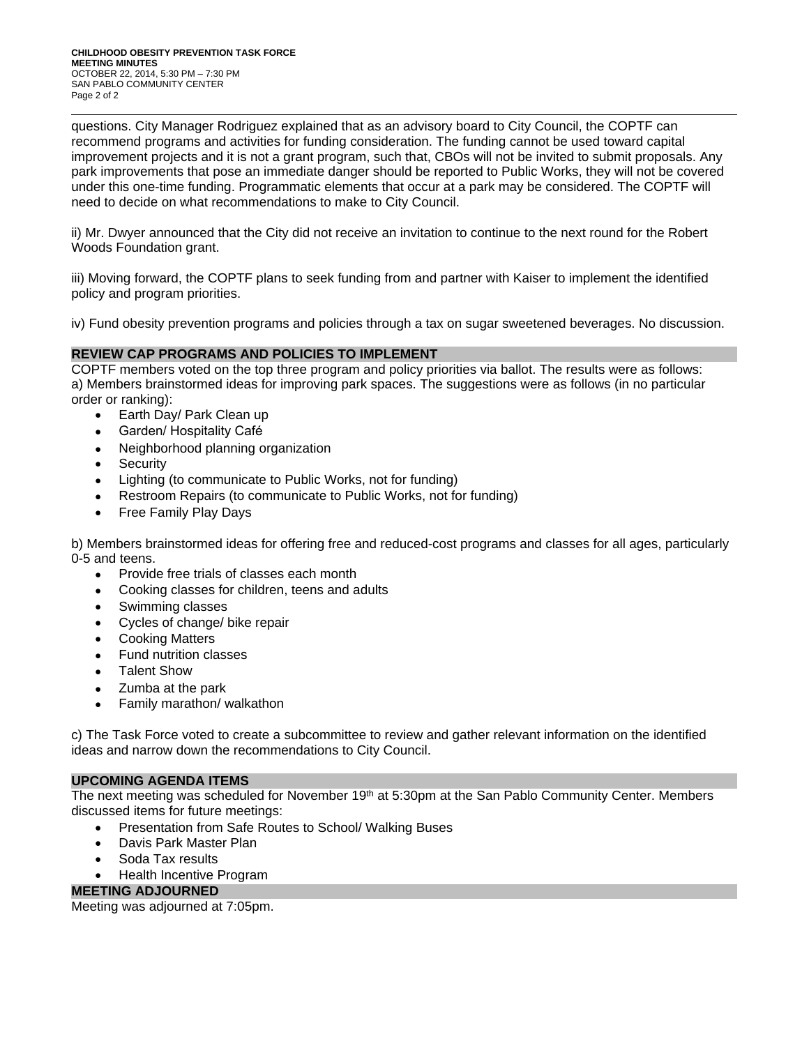questions. City Manager Rodriguez explained that as an advisory board to City Council, the COPTF can recommend programs and activities for funding consideration. The funding cannot be used toward capital improvement projects and it is not a grant program, such that, CBOs will not be invited to submit proposals. Any park improvements that pose an immediate danger should be reported to Public Works, they will not be covered under this one-time funding. Programmatic elements that occur at a park may be considered. The COPTF will need to decide on what recommendations to make to City Council.

ii) Mr. Dwyer announced that the City did not receive an invitation to continue to the next round for the Robert Woods Foundation grant.

iii) Moving forward, the COPTF plans to seek funding from and partner with Kaiser to implement the identified policy and program priorities.

iv) Fund obesity prevention programs and policies through a tax on sugar sweetened beverages. No discussion.

## REVIEW CAP PROGRAMS AND POLICIES TO IMPLEMENT

COPTF members voted on the top three program and policy priorities via ballot. The results were as follows:
a) Members brainstormed ideas for improving park spaces. The suggestions were as follows (in no particular order or ranking):

- Earth Day/ Park Clean up
- Garden/ Hospitality Café
- Neighborhood planning organization
- Security
- Lighting (to communicate to Public Works, not for funding)
- Restroom Repairs (to communicate to Public Works, not for funding)
- Free Family Play Days

b) Members brainstormed ideas for offering free and reduced-cost programs and classes for all ages, particularly 0-5 and teens.

- Provide free trials of classes each month
- Cooking classes for children, teens and adults
- Swimming classes
- Cycles of change/ bike repair
- Cooking Matters
- Fund nutrition classes
- Talent Show
- Zumba at the park
- Family marathon/ walkathon

c) The Task Force voted to create a subcommittee to review and gather relevant information on the identified ideas and narrow down the recommendations to City Council.

## UPCOMING AGENDA ITEMS

The next meeting was scheduled for November 19th at 5:30pm at the San Pablo Community Center. Members discussed items for future meetings:

- Presentation from Safe Routes to School/ Walking Buses
- Davis Park Master Plan
- Soda Tax results
- Health Incentive Program

## MEETING ADJOURNED

Meeting was adjourned at 7:05pm.